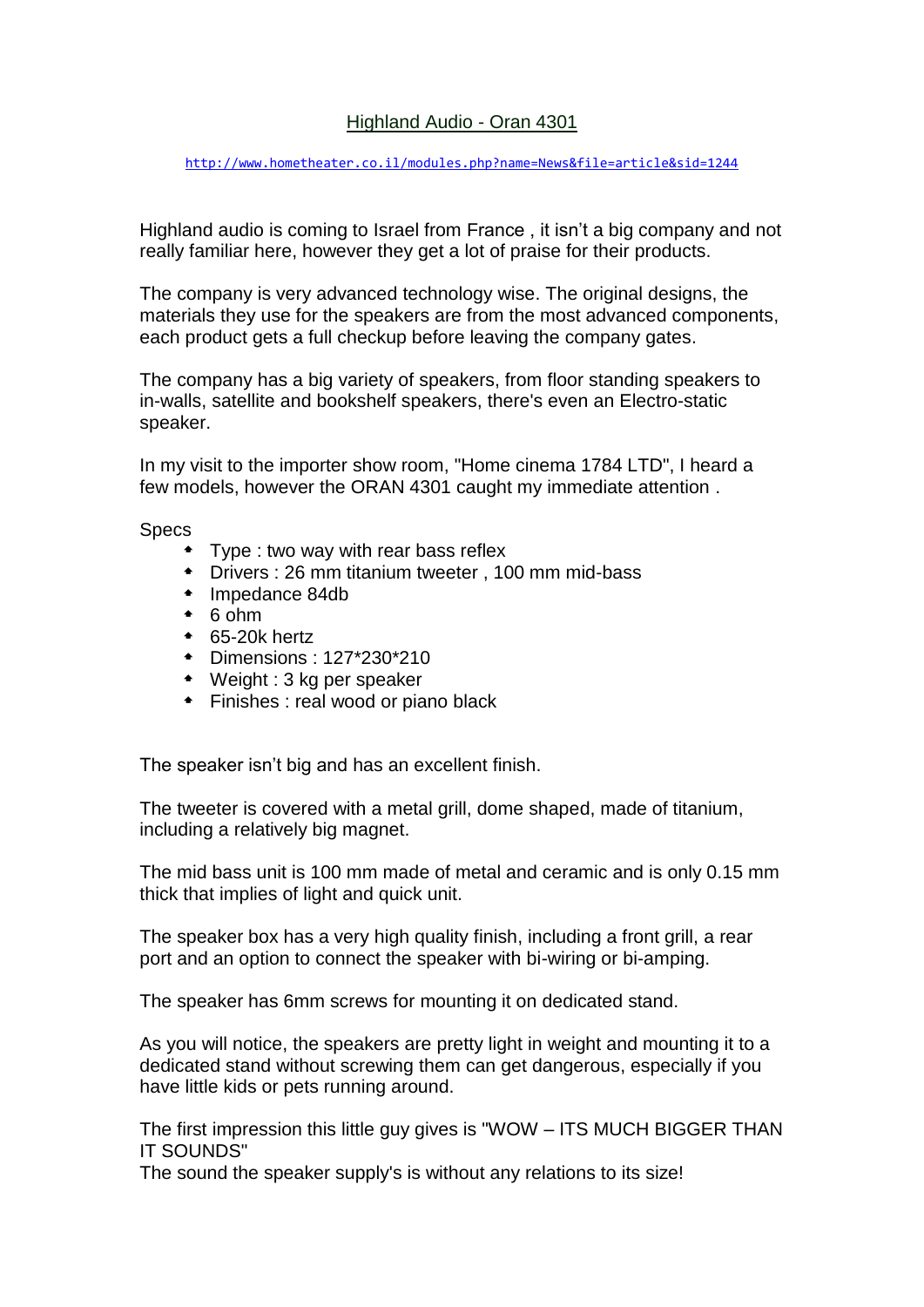# [Highland Audio - Oran 4301](http://www.hometheater.co.il/modules.php?name=News&file=article&sid=1244)

http://www.hometheater.co.il/modules.php?name=News&file=article&sid=1244

Highland audio is coming to Israel from France , it isn't a big company and not really familiar here, however they get a lot of praise for their products.

The company is very advanced technology wise. The original designs, the materials they use for the speakers are from the most advanced components, each product gets a full checkup before leaving the company gates.

The company has a big variety of speakers, from floor standing speakers to in-walls, satellite and bookshelf speakers, there's even an Electro-static speaker.

In my visit to the importer show room, "Home cinema 1784 LTD", I heard a few models, however the ORAN 4301 caught my immediate attention .

Specs

- Type : two way with rear bass reflex
- Drivers : 26 mm titanium tweeter , 100 mm mid-bass
- Impedance 84db
- 6 ohm
- 65-20k hertz
- Dimensions : 127*230*210
- Weight : 3 kg per speaker
- Finishes : real wood or piano black

The speaker isn't big and has an excellent finish.

The tweeter is covered with a metal grill, dome shaped, made of titanium, including a relatively big magnet.

The mid bass unit is 100 mm made of metal and ceramic and is only 0.15 mm thick that implies of light and quick unit.

The speaker box has a very high quality finish, including a front grill, a rear port and an option to connect the speaker with bi-wiring or bi-amping.

The speaker has 6mm screws for mounting it on dedicated stand.

As you will notice, the speakers are pretty light in weight and mounting it to a dedicated stand without screwing them can get dangerous, especially if you have little kids or pets running around.

The first impression this little guy gives is "WOW – ITS MUCH BIGGER THAN IT SOUNDS"
The sound the speaker supply's is without any relations to its size!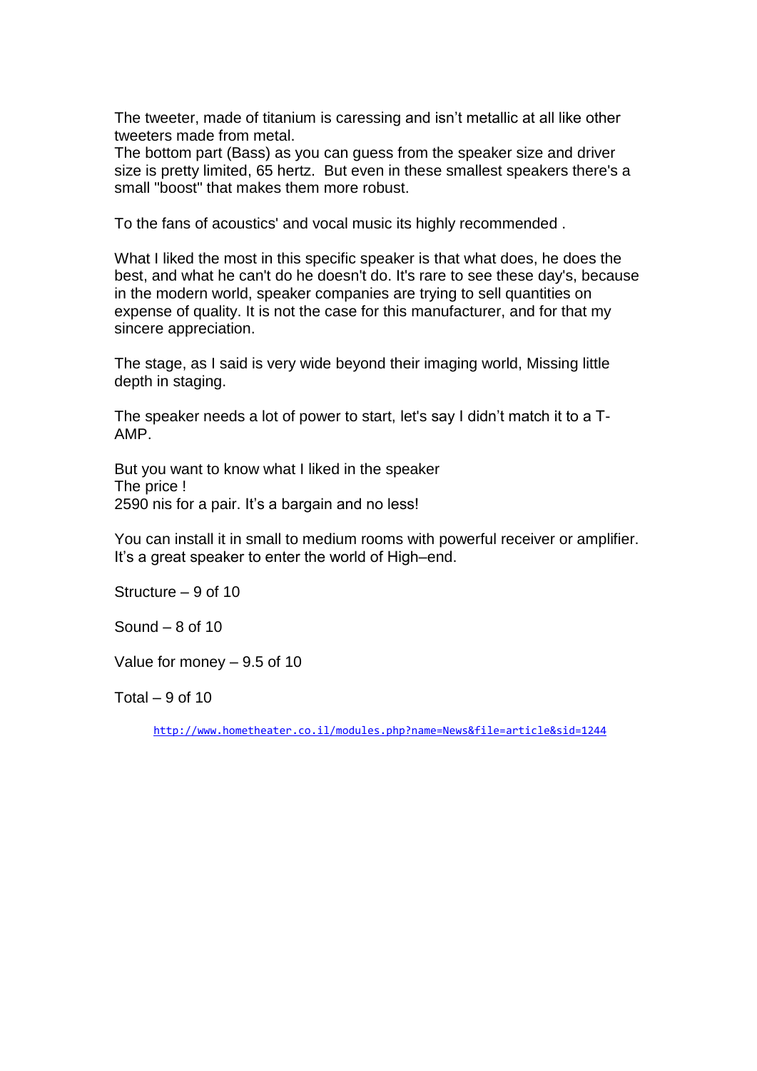The tweeter, made of titanium is caressing and isn’t metallic at all like other tweeters made from metal.
The bottom part (Bass) as you can guess from the speaker size and driver size is pretty limited, 65 hertz. But even in these smallest speakers there's a small "boost" that makes them more robust.

To the fans of acoustics' and vocal music its highly recommended .

What I liked the most in this specific speaker is that what does, he does the best, and what he can't do he doesn't do. It's rare to see these day's, because in the modern world, speaker companies are trying to sell quantities on expense of quality. It is not the case for this manufacturer, and for that my sincere appreciation.

The stage, as I said is very wide beyond their imaging world, Missing little depth in staging.

The speaker needs a lot of power to start, let's say I didn’t match it to a T-AMP.

But you want to know what I liked in the speaker
The price !
2590 nis for a pair. It’s a bargain and no less!

You can install it in small to medium rooms with powerful receiver or amplifier. It’s a great speaker to enter the world of High–end.

Structure – 9 of 10

Sound – 8 of 10

Value for money – 9.5 of 10

Total – 9 of 10

http://www.hometheater.co.il/modules.php?name=News&file=article&sid=1244